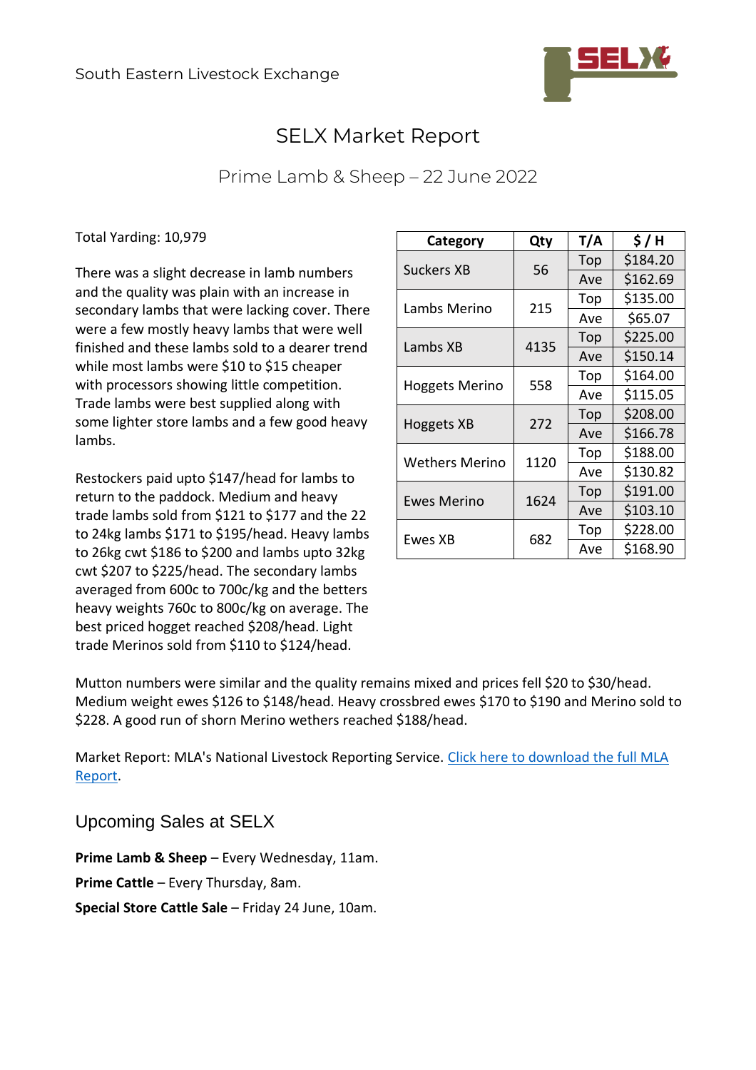South Eastern Livestock Exchange

# SELX Market Report

## Prime Lamb & Sheep – 22 June 2022

Total Yarding: 10,979

There was a slight decrease in lamb numbers and the quality was plain with an increase in secondary lambs that were lacking cover. There were a few mostly heavy lambs that were well finished and these lambs sold to a dearer trend while most lambs were $10 to $15 cheaper with processors showing little competition. Trade lambs were best supplied along with some lighter store lambs and a few good heavy lambs.

Restockers paid upto $147/head for lambs to return to the paddock. Medium and heavy trade lambs sold from $121 to $177 and the 22 to 24kg lambs $171 to $195/head. Heavy lambs to 26kg cwt $186 to $200 and lambs upto 32kg cwt $207 to $225/head. The secondary lambs averaged from 600c to 700c/kg and the betters heavy weights 760c to 800c/kg on average. The best priced hogget reached $208/head. Light trade Merinos sold from $110 to $124/head.

| Category | Qty | T/A | $ / H |
|---|---|---|---|
| Suckers XB | 56 | Top | $184.20 |
| | | Ave | $162.69 |
| Lambs Merino | 215 | Top | $135.00 |
| | | Ave | $65.07 |
| Lambs XB | 4135 | Top | $225.00 |
| | | Ave | $150.14 |
| Hoggets Merino | 558 | Top | $164.00 |
| | | Ave | $115.05 |
| Hoggets XB | 272 | Top | $208.00 |
| | | Ave | $166.78 |
| Wethers Merino | 1120 | Top | $188.00 |
| | | Ave | $130.82 |
| Ewes Merino | 1624 | Top | $191.00 |
| | | Ave | $103.10 |
| Ewes XB | 682 | Top | $228.00 |
| | | Ave | $168.90 |

Mutton numbers were similar and the quality remains mixed and prices fell $20 to $30/head. Medium weight ewes $126 to $148/head. Heavy crossbred ewes $170 to $190 and Merino sold to $228. A good run of shorn Merino wethers reached $188/head.

Market Report: MLA's National Livestock Reporting Service. Click here to download the full MLA Report.

## Upcoming Sales at SELX

**Prime Lamb & Sheep** – Every Wednesday, 11am.

**Prime Cattle** – Every Thursday, 8am.

**Special Store Cattle Sale** – Friday 24 June, 10am.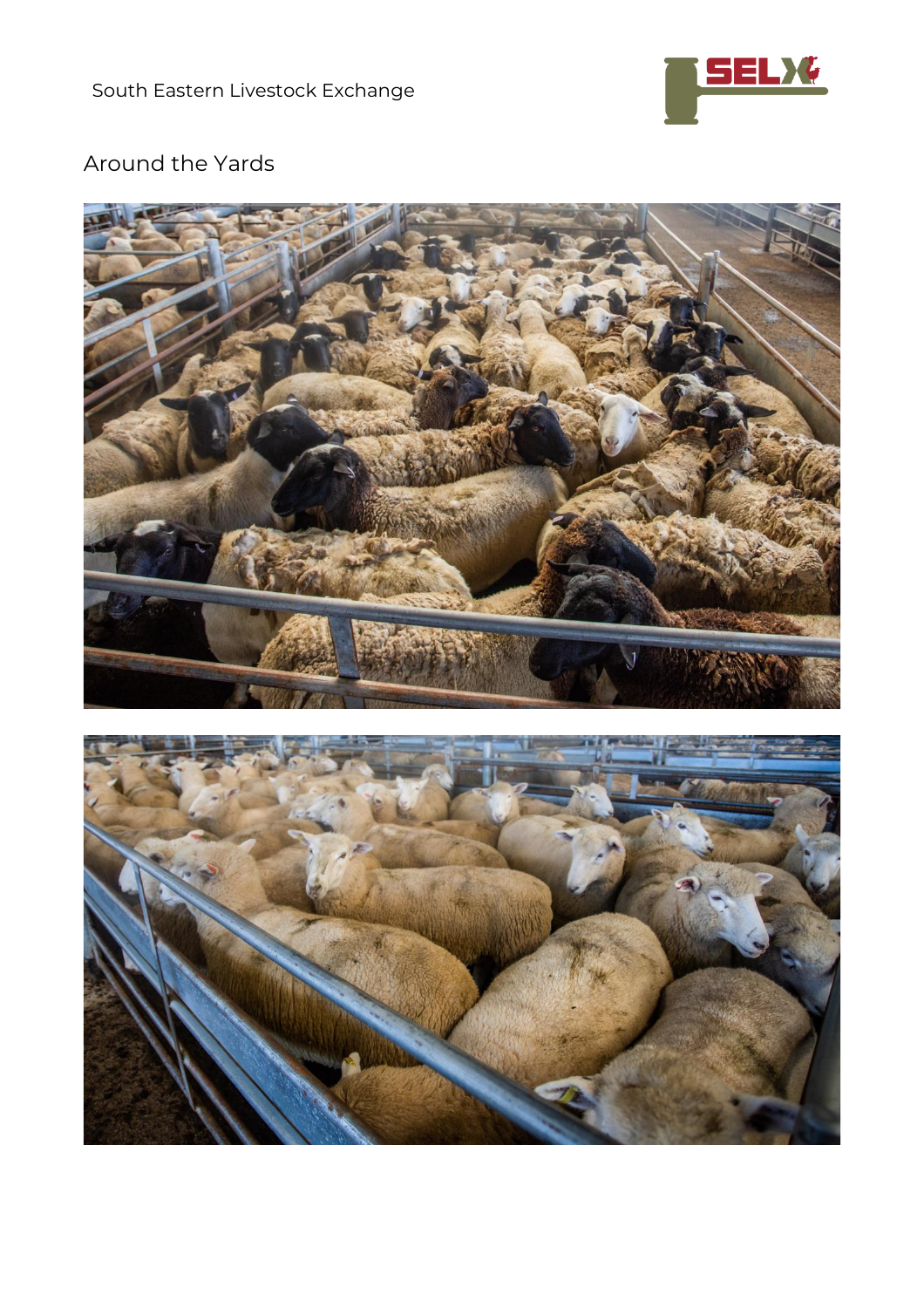## Around the Yards